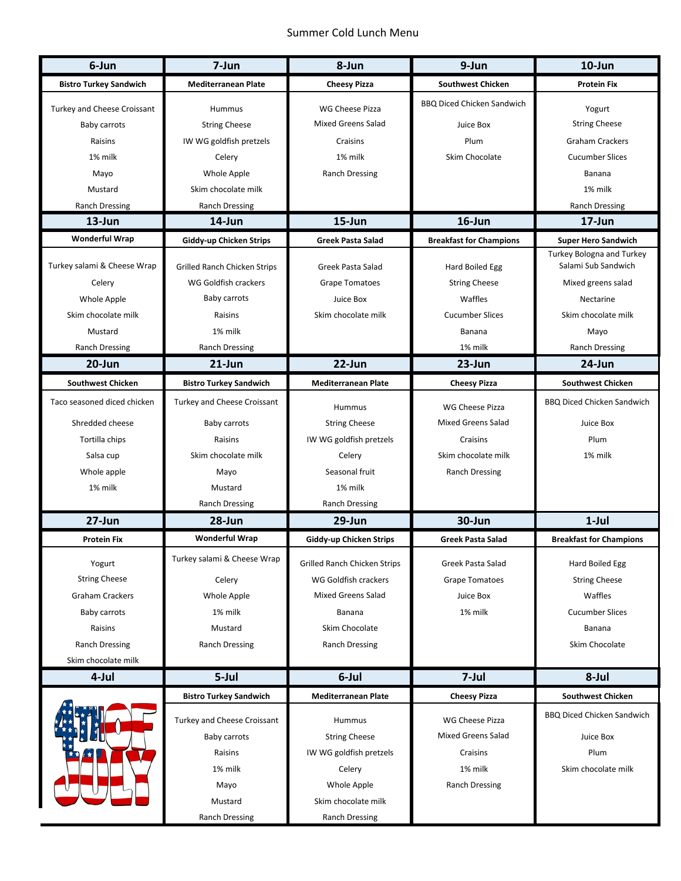# Summer Cold Lunch Menu

| 6-Jun | 7-Jun | 8-Jun | 9-Jun | 10-Jun |
|---|---|---|---|---|
| **Bistro Turkey Sandwich** | **Mediterranean Plate** | **Cheesy Pizza** | **Southwest Chicken** | **Protein Fix** |
| Turkey and Cheese Croissant<br>Baby carrots<br>Raisins<br>1% milk<br>Mayo<br>Mustard<br>Ranch Dressing | Hummus<br>String Cheese<br>IW WG goldfish pretzels<br>Celery<br>Whole Apple<br>Skim chocolate milk<br>Ranch Dressing | WG Cheese Pizza<br>Mixed Greens Salad<br>Craisins<br>1% milk<br>Ranch Dressing | BBQ Diced Chicken Sandwich<br>Juice Box<br>Plum<br>Skim Chocolate | Yogurt<br>String Cheese<br>Graham Crackers<br>Cucumber Slices<br>Banana<br>1% milk<br>Ranch Dressing |
| **13-Jun** | **14-Jun** | **15-Jun** | **16-Jun** | **17-Jun** |
| **Wonderful Wrap** | **Giddy-up Chicken Strips** | **Greek Pasta Salad** | **Breakfast for Champions** | **Super Hero Sandwich** |
| Turkey salami & Cheese Wrap<br>Celery<br>Whole Apple<br>Skim chocolate milk<br>Mustard<br>Ranch Dressing | Grilled Ranch Chicken Strips<br>WG Goldfish crackers<br>Baby carrots<br>Raisins<br>1% milk<br>Ranch Dressing | Greek Pasta Salad<br>Grape Tomatoes<br>Juice Box<br>Skim chocolate milk | Hard Boiled Egg<br>String Cheese<br>Waffles<br>Cucumber Slices<br>Banana<br>1% milk | Turkey Bologna and Turkey Salami Sub Sandwich<br>Mixed greens salad<br>Nectarine<br>Skim chocolate milk<br>Mayo<br>Ranch Dressing |
| **20-Jun** | **21-Jun** | **22-Jun** | **23-Jun** | **24-Jun** |
| **Southwest Chicken** | **Bistro Turkey Sandwich** | **Mediterranean Plate** | **Cheesy Pizza** | **Southwest Chicken** |
| Taco seasoned diced chicken<br>Shredded cheese<br>Tortilla chips<br>Salsa cup<br>Whole apple<br>1% milk | Turkey and Cheese Croissant<br>Baby carrots<br>Raisins<br>Skim chocolate milk<br>Mayo<br>Mustard<br>Ranch Dressing | Hummus<br>String Cheese<br>IW WG goldfish pretzels<br>Celery<br>Seasonal fruit<br>1% milk<br>Ranch Dressing | WG Cheese Pizza<br>Mixed Greens Salad<br>Craisins<br>Skim chocolate milk<br>Ranch Dressing | BBQ Diced Chicken Sandwich<br>Juice Box<br>Plum<br>1% milk |
| **27-Jun** | **28-Jun** | **29-Jun** | **30-Jun** | **1-Jul** |
| **Protein Fix** | **Wonderful Wrap** | **Giddy-up Chicken Strips** | **Greek Pasta Salad** | **Breakfast for Champions** |
| Yogurt<br>String Cheese<br>Graham Crackers<br>Baby carrots<br>Raisins<br>Ranch Dressing<br>Skim chocolate milk | Turkey salami & Cheese Wrap<br>Celery<br>Whole Apple<br>1% milk<br>Mustard<br>Ranch Dressing | Grilled Ranch Chicken Strips<br>WG Goldfish crackers<br>Mixed Greens Salad<br>Banana<br>Skim Chocolate<br>Ranch Dressing | Greek Pasta Salad<br>Grape Tomatoes<br>Juice Box<br>1% milk | Hard Boiled Egg<br>String Cheese<br>Waffles<br>Cucumber Slices<br>Banana<br>Skim Chocolate |
| **4-Jul** | **5-Jul** | **6-Jul** | **7-Jul** | **8-Jul** |
| 4TH OF JULY | **Bistro Turkey Sandwich** | **Mediterranean Plate** | **Cheesy Pizza** | **Southwest Chicken** |
| | Turkey and Cheese Croissant<br>Baby carrots<br>Raisins<br>1% milk<br>Mayo<br>Mustard<br>Ranch Dressing | Hummus<br>String Cheese<br>IW WG goldfish pretzels<br>Celery<br>Whole Apple<br>Skim chocolate milk<br>Ranch Dressing | WG Cheese Pizza<br>Mixed Greens Salad<br>Craisins<br>1% milk<br>Ranch Dressing | BBQ Diced Chicken Sandwich<br>Juice Box<br>Plum<br>Skim chocolate milk |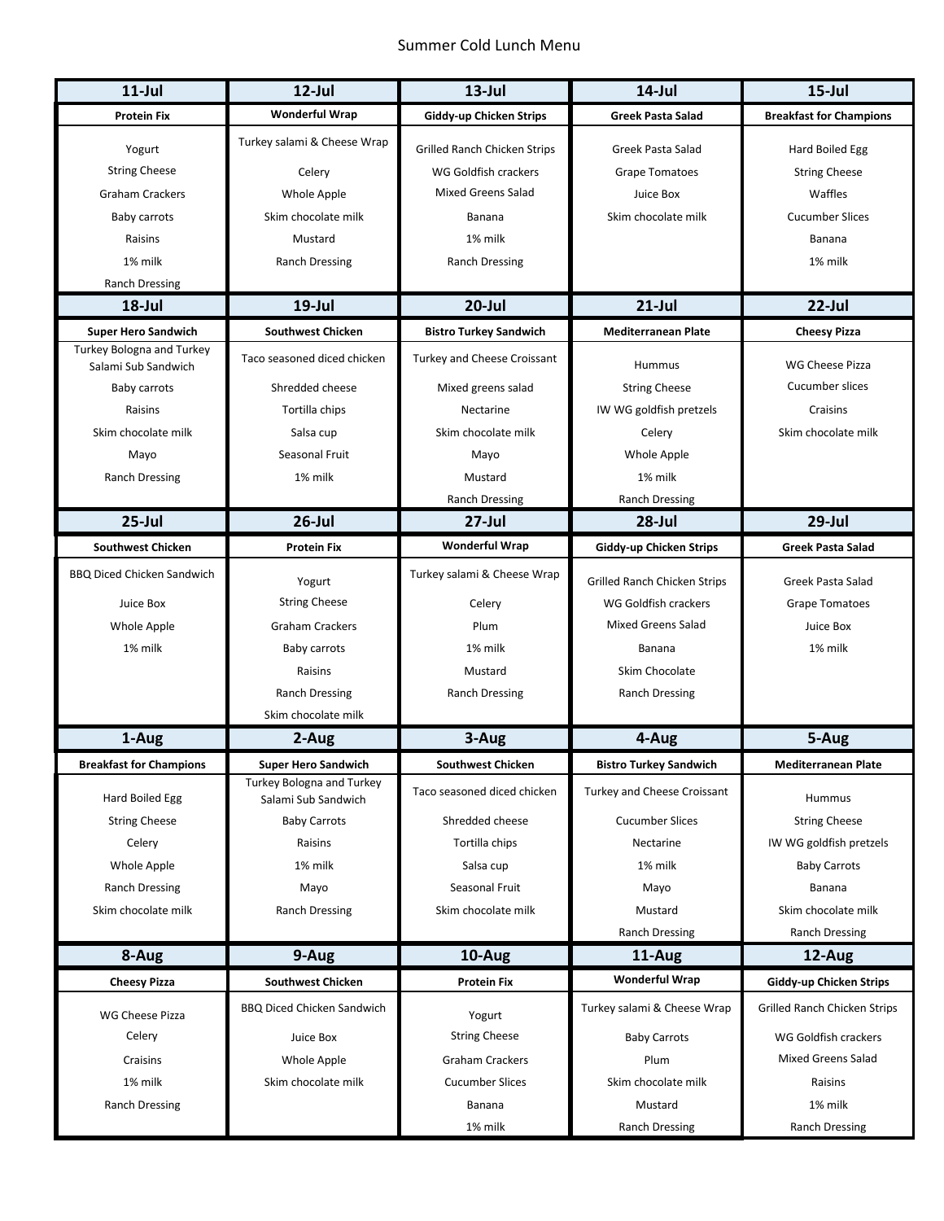# Summer Cold Lunch Menu

| 11-Jul | 12-Jul | 13-Jul | 14-Jul | 15-Jul |
|---|---|---|---|---|
| **Protein Fix** | **Wonderful Wrap** | **Giddy-up Chicken Strips** | **Greek Pasta Salad** | **Breakfast for Champions** |
| Yogurt<br>String Cheese<br>Graham Crackers<br>Baby carrots<br>Raisins<br>1% milk<br>Ranch Dressing | Turkey salami & Cheese Wrap<br>Celery<br>Whole Apple<br>Skim chocolate milk<br>Mustard<br>Ranch Dressing | Grilled Ranch Chicken Strips<br>WG Goldfish crackers<br>Mixed Greens Salad<br>Banana<br>1% milk<br>Ranch Dressing | Greek Pasta Salad<br>Grape Tomatoes<br>Juice Box<br>Skim chocolate milk | Hard Boiled Egg<br>String Cheese<br>Waffles<br>Cucumber Slices<br>Banana<br>1% milk |
| **18-Jul** | **19-Jul** | **20-Jul** | **21-Jul** | **22-Jul** |
| **Super Hero Sandwich** | **Southwest Chicken** | **Bistro Turkey Sandwich** | **Mediterranean Plate** | **Cheesy Pizza** |
| Turkey Bologna and Turkey Salami Sub Sandwich<br>Baby carrots<br>Raisins<br>Skim chocolate milk<br>Mayo<br>Ranch Dressing | Taco seasoned diced chicken<br>Shredded cheese<br>Tortilla chips<br>Salsa cup<br>Seasonal Fruit<br>1% milk | Turkey and Cheese Croissant<br>Mixed greens salad<br>Nectarine<br>Skim chocolate milk<br>Mayo<br>Mustard<br>Ranch Dressing | Hummus<br>String Cheese<br>IW WG goldfish pretzels<br>Celery<br>Whole Apple<br>1% milk<br>Ranch Dressing | WG Cheese Pizza<br>Cucumber slices<br>Craisins<br>Skim chocolate milk |
| **25-Jul** | **26-Jul** | **27-Jul** | **28-Jul** | **29-Jul** |
| **Southwest Chicken** | **Protein Fix** | **Wonderful Wrap** | **Giddy-up Chicken Strips** | **Greek Pasta Salad** |
| BBQ Diced Chicken Sandwich<br>Juice Box<br>Whole Apple<br>1% milk | Yogurt<br>String Cheese<br>Graham Crackers<br>Baby carrots<br>Raisins<br>Ranch Dressing<br>Skim chocolate milk | Turkey salami & Cheese Wrap<br>Celery<br>Plum<br>1% milk<br>Mustard<br>Ranch Dressing | Grilled Ranch Chicken Strips<br>WG Goldfish crackers<br>Mixed Greens Salad<br>Banana<br>Skim Chocolate<br>Ranch Dressing | Greek Pasta Salad<br>Grape Tomatoes<br>Juice Box<br>1% milk |
| **1-Aug** | **2-Aug** | **3-Aug** | **4-Aug** | **5-Aug** |
| **Breakfast for Champions** | **Super Hero Sandwich** | **Southwest Chicken** | **Bistro Turkey Sandwich** | **Mediterranean Plate** |
| Hard Boiled Egg<br>String Cheese<br>Celery<br>Whole Apple<br>Ranch Dressing<br>Skim chocolate milk | Turkey Bologna and Turkey Salami Sub Sandwich<br>Baby Carrots<br>Raisins<br>1% milk<br>Mayo<br>Ranch Dressing | Taco seasoned diced chicken<br>Shredded cheese<br>Tortilla chips<br>Salsa cup<br>Seasonal Fruit<br>Skim chocolate milk | Turkey and Cheese Croissant<br>Cucumber Slices<br>Nectarine<br>1% milk<br>Mayo<br>Mustard<br>Ranch Dressing | Hummus<br>String Cheese<br>IW WG goldfish pretzels<br>Baby Carrots<br>Banana<br>Skim chocolate milk<br>Ranch Dressing |
| **8-Aug** | **9-Aug** | **10-Aug** | **11-Aug** | **12-Aug** |
| **Cheesy Pizza** | **Southwest Chicken** | **Protein Fix** | **Wonderful Wrap** | **Giddy-up Chicken Strips** |
| WG Cheese Pizza<br>Celery<br>Craisins<br>1% milk<br>Ranch Dressing | BBQ Diced Chicken Sandwich<br>Juice Box<br>Whole Apple<br>Skim chocolate milk | Yogurt<br>String Cheese<br>Graham Crackers<br>Cucumber Slices<br>Banana<br>1% milk | Turkey salami & Cheese Wrap<br>Baby Carrots<br>Plum<br>Skim chocolate milk<br>Mustard<br>Ranch Dressing | Grilled Ranch Chicken Strips<br>WG Goldfish crackers<br>Mixed Greens Salad<br>Raisins<br>1% milk<br>Ranch Dressing |